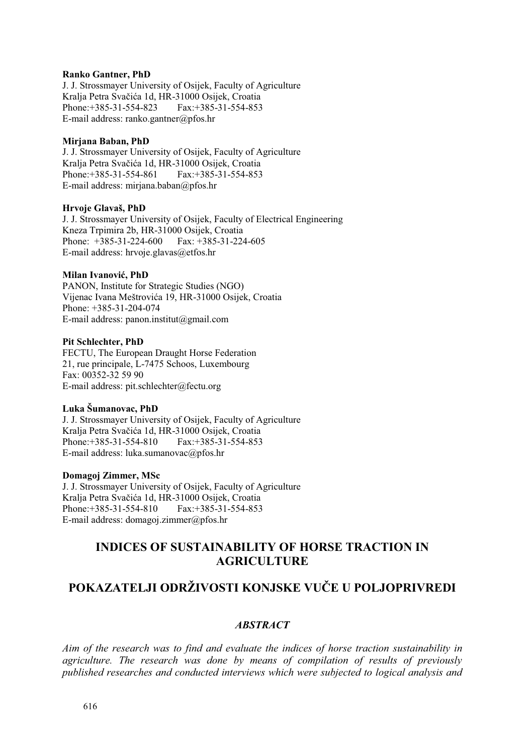**Ranko Gantner, PhD**
J. J. Strossmayer University of Osijek, Faculty of Agriculture
Kralja Petra Svačića 1d, HR-31000 Osijek, Croatia
Phone:+385-31-554-823 Fax:+385-31-554-853
E-mail address: ranko.gantner@pfos.hr

**Mirjana Baban, PhD**
J. J. Strossmayer University of Osijek, Faculty of Agriculture
Kralja Petra Svačića 1d, HR-31000 Osijek, Croatia
Phone:+385-31-554-861 Fax:+385-31-554-853
E-mail address: mirjana.baban@pfos.hr

**Hrvoje Glavaš, PhD**
J. J. Strossmayer University of Osijek, Faculty of Electrical Engineering
Kneza Trpimira 2b, HR-31000 Osijek, Croatia
Phone: +385-31-224-600 Fax: +385-31-224-605
E-mail address: hrvoje.glavas@etfos.hr

**Milan Ivanović, PhD**
PANON, Institute for Strategic Studies (NGO)
Vijenac Ivana Meštrovića 19, HR-31000 Osijek, Croatia
Phone: +385-31-204-074
E-mail address: panon.institut@gmail.com

**Pit Schlechter, PhD**
FECTU, The European Draught Horse Federation
21, rue principale, L-7475 Schoos, Luxembourg
Fax: 00352-32 59 90
E-mail address: pit.schlechter@fectu.org

**Luka Šumanovac, PhD**
J. J. Strossmayer University of Osijek, Faculty of Agriculture
Kralja Petra Svačića 1d, HR-31000 Osijek, Croatia
Phone:+385-31-554-810 Fax:+385-31-554-853
E-mail address: luka.sumanovac@pfos.hr

**Domagoj Zimmer, MSc**
J. J. Strossmayer University of Osijek, Faculty of Agriculture
Kralja Petra Svačića 1d, HR-31000 Osijek, Croatia
Phone:+385-31-554-810 Fax:+385-31-554-853
E-mail address: domagoj.zimmer@pfos.hr

# INDICES OF SUSTAINABILITY OF HORSE TRACTION IN AGRICULTURE

# POKAZATELJI ODRŽIVOSTI KONJSKE VUČE U POLJOPRIVREDI

## *ABSTRACT*

*Aim of the research was to find and evaluate the indices of horse traction sustainability in agriculture. The research was done by means of compilation of results of previously published researches and conducted interviews which were subjected to logical analysis and*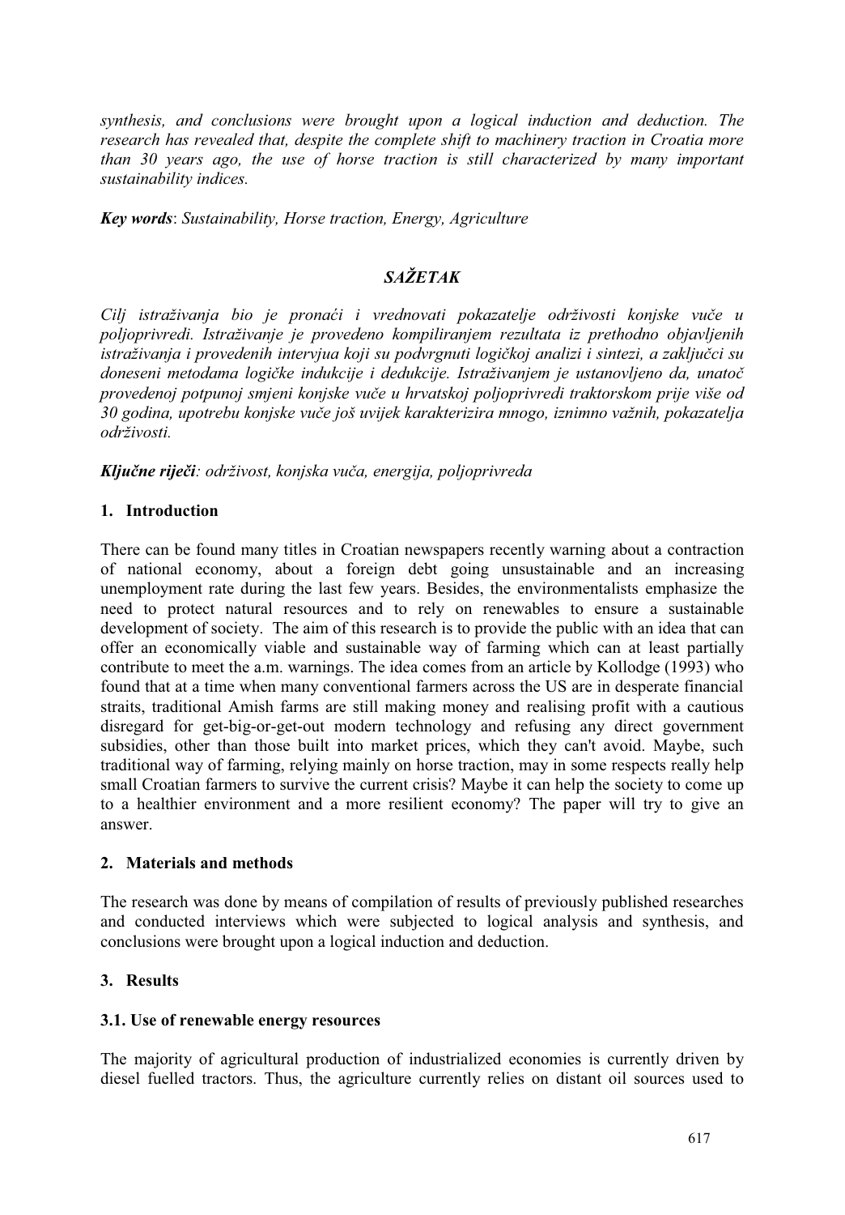*synthesis, and conclusions were brought upon a logical induction and deduction. The research has revealed that, despite the complete shift to machinery traction in Croatia more than 30 years ago, the use of horse traction is still characterized by many important sustainability indices.*

***Key words***: *Sustainability, Horse traction, Energy, Agriculture*

## *SAŽETAK*

*Cilj istraživanja bio je pronaći i vrednovati pokazatelje održivosti konjske vuče u poljoprivredi. Istraživanje je provedeno kompiliranjem rezultata iz prethodno objavljenih istraživanja i provedenih intervjua koji su podvrgnuti logičkoj analizi i sintezi, a zaključci su doneseni metodama logičke indukcije i dedukcije. Istraživanjem je ustanovljeno da, unatoč provedenoj potpunoj smjeni konjske vuče u hrvatskoj poljoprivredi traktorskom prije više od 30 godina, upotrebu konjske vuče još uvijek karakterizira mnogo, iznimno važnih, pokazatelja održivosti.*

***Ključne riječi***: *održivost, konjska vuča, energija, poljoprivreda*

## 1. Introduction

There can be found many titles in Croatian newspapers recently warning about a contraction of national economy, about a foreign debt going unsustainable and an increasing unemployment rate during the last few years. Besides, the environmentalists emphasize the need to protect natural resources and to rely on renewables to ensure a sustainable development of society. The aim of this research is to provide the public with an idea that can offer an economically viable and sustainable way of farming which can at least partially contribute to meet the a.m. warnings. The idea comes from an article by Kollodge (1993) who found that at a time when many conventional farmers across the US are in desperate financial straits, traditional Amish farms are still making money and realising profit with a cautious disregard for get-big-or-get-out modern technology and refusing any direct government subsidies, other than those built into market prices, which they can't avoid. Maybe, such traditional way of farming, relying mainly on horse traction, may in some respects really help small Croatian farmers to survive the current crisis? Maybe it can help the society to come up to a healthier environment and a more resilient economy? The paper will try to give an answer.

## 2. Materials and methods

The research was done by means of compilation of results of previously published researches and conducted interviews which were subjected to logical analysis and synthesis, and conclusions were brought upon a logical induction and deduction.

## 3. Results

### 3.1. Use of renewable energy resources

The majority of agricultural production of industrialized economies is currently driven by diesel fuelled tractors. Thus, the agriculture currently relies on distant oil sources used to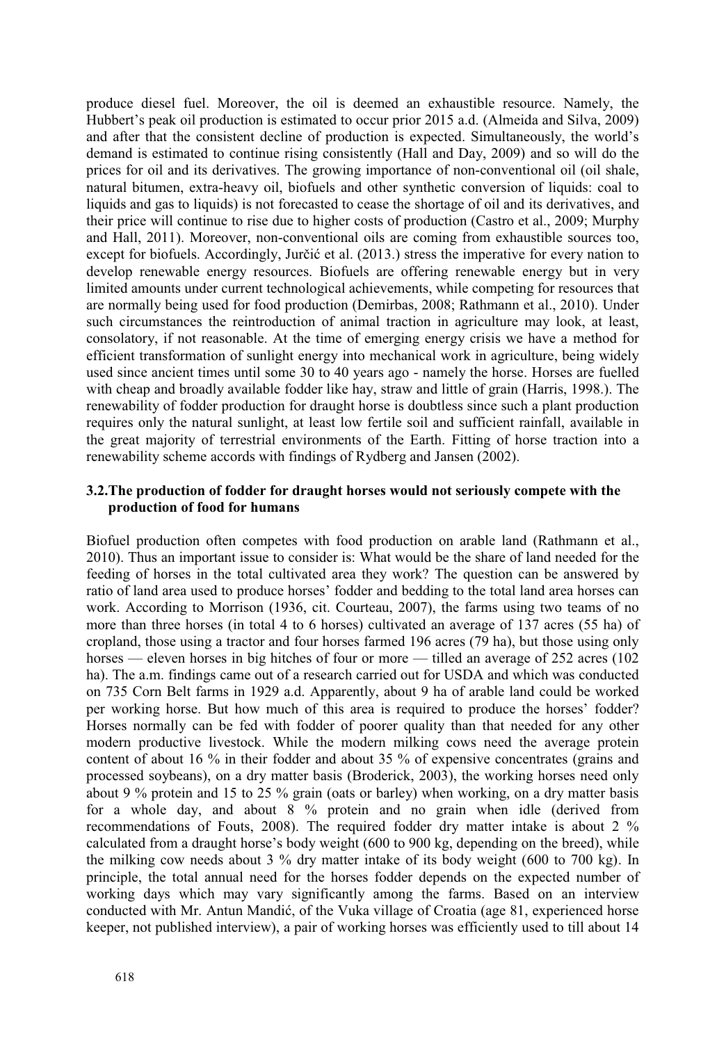produce diesel fuel. Moreover, the oil is deemed an exhaustible resource. Namely, the Hubbert's peak oil production is estimated to occur prior 2015 a.d. (Almeida and Silva, 2009) and after that the consistent decline of production is expected. Simultaneously, the world's demand is estimated to continue rising consistently (Hall and Day, 2009) and so will do the prices for oil and its derivatives. The growing importance of non-conventional oil (oil shale, natural bitumen, extra-heavy oil, biofuels and other synthetic conversion of liquids: coal to liquids and gas to liquids) is not forecasted to cease the shortage of oil and its derivatives, and their price will continue to rise due to higher costs of production (Castro et al., 2009; Murphy and Hall, 2011). Moreover, non-conventional oils are coming from exhaustible sources too, except for biofuels. Accordingly, Jurčić et al. (2013.) stress the imperative for every nation to develop renewable energy resources. Biofuels are offering renewable energy but in very limited amounts under current technological achievements, while competing for resources that are normally being used for food production (Demirbas, 2008; Rathmann et al., 2010). Under such circumstances the reintroduction of animal traction in agriculture may look, at least, consolatory, if not reasonable. At the time of emerging energy crisis we have a method for efficient transformation of sunlight energy into mechanical work in agriculture, being widely used since ancient times until some 30 to 40 years ago - namely the horse. Horses are fuelled with cheap and broadly available fodder like hay, straw and little of grain (Harris, 1998.). The renewability of fodder production for draught horse is doubtless since such a plant production requires only the natural sunlight, at least low fertile soil and sufficient rainfall, available in the great majority of terrestrial environments of the Earth. Fitting of horse traction into a renewability scheme accords with findings of Rydberg and Jansen (2002).

### 3.2. The production of fodder for draught horses would not seriously compete with the production of food for humans

Biofuel production often competes with food production on arable land (Rathmann et al., 2010). Thus an important issue to consider is: What would be the share of land needed for the feeding of horses in the total cultivated area they work? The question can be answered by ratio of land area used to produce horses' fodder and bedding to the total land area horses can work. According to Morrison (1936, cit. Courteau, 2007), the farms using two teams of no more than three horses (in total 4 to 6 horses) cultivated an average of 137 acres (55 ha) of cropland, those using a tractor and four horses farmed 196 acres (79 ha), but those using only horses — eleven horses in big hitches of four or more — tilled an average of 252 acres (102 ha). The a.m. findings came out of a research carried out for USDA and which was conducted on 735 Corn Belt farms in 1929 a.d. Apparently, about 9 ha of arable land could be worked per working horse. But how much of this area is required to produce the horses' fodder? Horses normally can be fed with fodder of poorer quality than that needed for any other modern productive livestock. While the modern milking cows need the average protein content of about 16 % in their fodder and about 35 % of expensive concentrates (grains and processed soybeans), on a dry matter basis (Broderick, 2003), the working horses need only about 9 % protein and 15 to 25 % grain (oats or barley) when working, on a dry matter basis for a whole day, and about 8 % protein and no grain when idle (derived from recommendations of Fouts, 2008). The required fodder dry matter intake is about 2 % calculated from a draught horse's body weight (600 to 900 kg, depending on the breed), while the milking cow needs about 3 % dry matter intake of its body weight (600 to 700 kg). In principle, the total annual need for the horses fodder depends on the expected number of working days which may vary significantly among the farms. Based on an interview conducted with Mr. Antun Mandić, of the Vuka village of Croatia (age 81, experienced horse keeper, not published interview), a pair of working horses was efficiently used to till about 14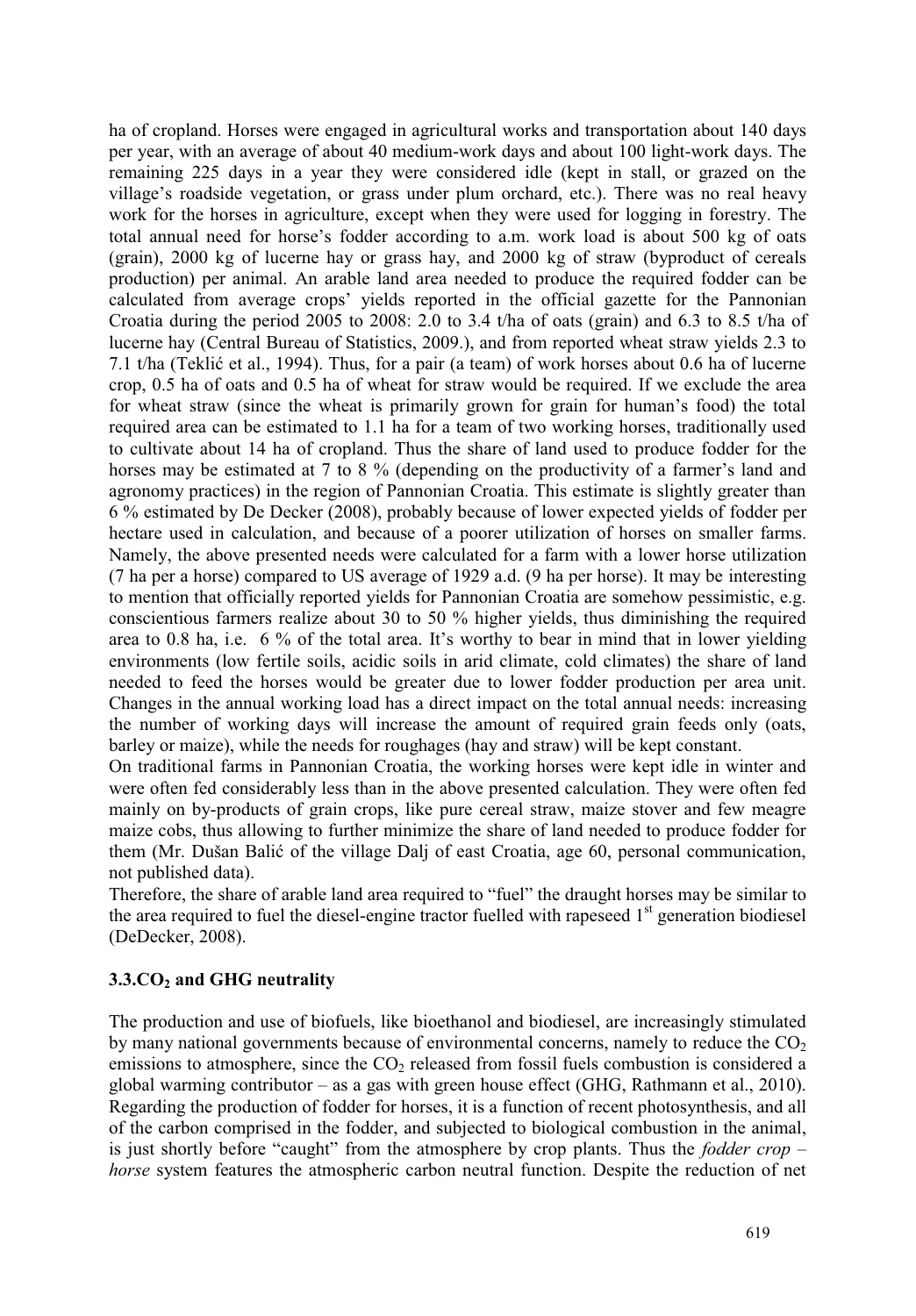ha of cropland. Horses were engaged in agricultural works and transportation about 140 days per year, with an average of about 40 medium-work days and about 100 light-work days. The remaining 225 days in a year they were considered idle (kept in stall, or grazed on the village's roadside vegetation, or grass under plum orchard, etc.). There was no real heavy work for the horses in agriculture, except when they were used for logging in forestry. The total annual need for horse's fodder according to a.m. work load is about 500 kg of oats (grain), 2000 kg of lucerne hay or grass hay, and 2000 kg of straw (byproduct of cereals production) per animal. An arable land area needed to produce the required fodder can be calculated from average crops' yields reported in the official gazette for the Pannonian Croatia during the period 2005 to 2008: 2.0 to 3.4 t/ha of oats (grain) and 6.3 to 8.5 t/ha of lucerne hay (Central Bureau of Statistics, 2009.), and from reported wheat straw yields 2.3 to 7.1 t/ha (Teklić et al., 1994). Thus, for a pair (a team) of work horses about 0.6 ha of lucerne crop, 0.5 ha of oats and 0.5 ha of wheat for straw would be required. If we exclude the area for wheat straw (since the wheat is primarily grown for grain for human's food) the total required area can be estimated to 1.1 ha for a team of two working horses, traditionally used to cultivate about 14 ha of cropland. Thus the share of land used to produce fodder for the horses may be estimated at 7 to 8 % (depending on the productivity of a farmer's land and agronomy practices) in the region of Pannonian Croatia. This estimate is slightly greater than 6 % estimated by De Decker (2008), probably because of lower expected yields of fodder per hectare used in calculation, and because of a poorer utilization of horses on smaller farms. Namely, the above presented needs were calculated for a farm with a lower horse utilization (7 ha per a horse) compared to US average of 1929 a.d. (9 ha per horse). It may be interesting to mention that officially reported yields for Pannonian Croatia are somehow pessimistic, e.g. conscientious farmers realize about 30 to 50 % higher yields, thus diminishing the required area to 0.8 ha, i.e. 6 % of the total area. It's worthy to bear in mind that in lower yielding environments (low fertile soils, acidic soils in arid climate, cold climates) the share of land needed to feed the horses would be greater due to lower fodder production per area unit. Changes in the annual working load has a direct impact on the total annual needs: increasing the number of working days will increase the amount of required grain feeds only (oats, barley or maize), while the needs for roughages (hay and straw) will be kept constant.

On traditional farms in Pannonian Croatia, the working horses were kept idle in winter and were often fed considerably less than in the above presented calculation. They were often fed mainly on by-products of grain crops, like pure cereal straw, maize stover and few meagre maize cobs, thus allowing to further minimize the share of land needed to produce fodder for them (Mr. Dušan Balić of the village Dalj of east Croatia, age 60, personal communication, not published data).

Therefore, the share of arable land area required to "fuel" the draught horses may be similar to the area required to fuel the diesel-engine tractor fuelled with rapeseed 1st generation biodiesel (DeDecker, 2008).

### 3.3. $CO_2$ and GHG neutrality

The production and use of biofuels, like bioethanol and biodiesel, are increasingly stimulated by many national governments because of environmental concerns, namely to reduce the $CO_2$ emissions to atmosphere, since the $CO_2$ released from fossil fuels combustion is considered a global warming contributor – as a gas with green house effect (GHG, Rathmann et al., 2010). Regarding the production of fodder for horses, it is a function of recent photosynthesis, and all of the carbon comprised in the fodder, and subjected to biological combustion in the animal, is just shortly before "caught" from the atmosphere by crop plants. Thus the *fodder crop – horse* system features the atmospheric carbon neutral function. Despite the reduction of net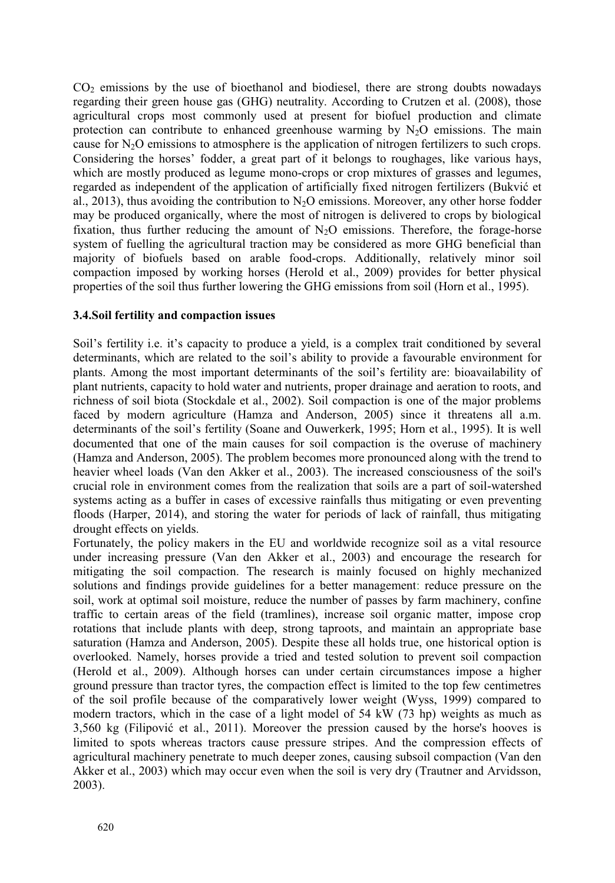$CO_2$ emissions by the use of bioethanol and biodiesel, there are strong doubts nowadays regarding their green house gas (GHG) neutrality. According to Crutzen et al. (2008), those agricultural crops most commonly used at present for biofuel production and climate protection can contribute to enhanced greenhouse warming by $N_2O$ emissions. The main cause for $N_2O$ emissions to atmosphere is the application of nitrogen fertilizers to such crops. Considering the horses' fodder, a great part of it belongs to roughages, like various hays, which are mostly produced as legume mono-crops or crop mixtures of grasses and legumes, regarded as independent of the application of artificially fixed nitrogen fertilizers (Bukvić et al., 2013), thus avoiding the contribution to $N_2O$ emissions. Moreover, any other horse fodder may be produced organically, where the most of nitrogen is delivered to crops by biological fixation, thus further reducing the amount of $N_2O$ emissions. Therefore, the forage-horse system of fuelling the agricultural traction may be considered as more GHG beneficial than majority of biofuels based on arable food-crops. Additionally, relatively minor soil compaction imposed by working horses (Herold et al., 2009) provides for better physical properties of the soil thus further lowering the GHG emissions from soil (Horn et al., 1995).

### 3.4.Soil fertility and compaction issues

Soil's fertility i.e. it's capacity to produce a yield, is a complex trait conditioned by several determinants, which are related to the soil's ability to provide a favourable environment for plants. Among the most important determinants of the soil's fertility are: bioavailability of plant nutrients, capacity to hold water and nutrients, proper drainage and aeration to roots, and richness of soil biota (Stockdale et al., 2002). Soil compaction is one of the major problems faced by modern agriculture (Hamza and Anderson, 2005) since it threatens all a.m. determinants of the soil's fertility (Soane and Ouwerkerk, 1995; Horn et al., 1995). It is well documented that one of the main causes for soil compaction is the overuse of machinery (Hamza and Anderson, 2005). The problem becomes more pronounced along with the trend to heavier wheel loads (Van den Akker et al., 2003). The increased consciousness of the soil's crucial role in environment comes from the realization that soils are a part of soil-watershed systems acting as a buffer in cases of excessive rainfalls thus mitigating or even preventing floods (Harper, 2014), and storing the water for periods of lack of rainfall, thus mitigating drought effects on yields.

Fortunately, the policy makers in the EU and worldwide recognize soil as a vital resource under increasing pressure (Van den Akker et al., 2003) and encourage the research for mitigating the soil compaction. The research is mainly focused on highly mechanized solutions and findings provide guidelines for a better management: reduce pressure on the soil, work at optimal soil moisture, reduce the number of passes by farm machinery, confine traffic to certain areas of the field (tramlines), increase soil organic matter, impose crop rotations that include plants with deep, strong taproots, and maintain an appropriate base saturation (Hamza and Anderson, 2005). Despite these all holds true, one historical option is overlooked. Namely, horses provide a tried and tested solution to prevent soil compaction (Herold et al., 2009). Although horses can under certain circumstances impose a higher ground pressure than tractor tyres, the compaction effect is limited to the top few centimetres of the soil profile because of the comparatively lower weight (Wyss, 1999) compared to modern tractors, which in the case of a light model of 54 kW (73 hp) weights as much as 3,560 kg (Filipović et al., 2011). Moreover the pression caused by the horse's hooves is limited to spots whereas tractors cause pressure stripes. And the compression effects of agricultural machinery penetrate to much deeper zones, causing subsoil compaction (Van den Akker et al., 2003) which may occur even when the soil is very dry (Trautner and Arvidsson, 2003).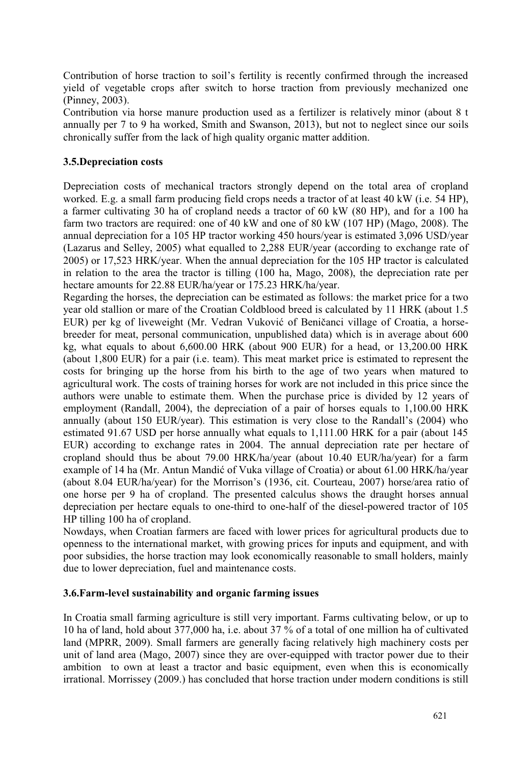Contribution of horse traction to soil's fertility is recently confirmed through the increased yield of vegetable crops after switch to horse traction from previously mechanized one (Pinney, 2003).

Contribution via horse manure production used as a fertilizer is relatively minor (about 8 t annually per 7 to 9 ha worked, Smith and Swanson, 2013), but not to neglect since our soils chronically suffer from the lack of high quality organic matter addition.

### 3.5.Depreciation costs

Depreciation costs of mechanical tractors strongly depend on the total area of cropland worked. E.g. a small farm producing field crops needs a tractor of at least 40 kW (i.e. 54 HP), a farmer cultivating 30 ha of cropland needs a tractor of 60 kW (80 HP), and for a 100 ha farm two tractors are required: one of 40 kW and one of 80 kW (107 HP) (Mago, 2008). The annual depreciation for a 105 HP tractor working 450 hours/year is estimated 3,096 USD/year (Lazarus and Selley, 2005) what equalled to 2,288 EUR/year (according to exchange rate of 2005) or 17,523 HRK/year. When the annual depreciation for the 105 HP tractor is calculated in relation to the area the tractor is tilling (100 ha, Mago, 2008), the depreciation rate per hectare amounts for 22.88 EUR/ha/year or 175.23 HRK/ha/year.

Regarding the horses, the depreciation can be estimated as follows: the market price for a two year old stallion or mare of the Croatian Coldblood breed is calculated by 11 HRK (about 1.5 EUR) per kg of liveweight (Mr. Vedran Vuković of Beničanci village of Croatia, a horse-breeder for meat, personal communication, unpublished data) which is in average about 600 kg, what equals to about 6,600.00 HRK (about 900 EUR) for a head, or 13,200.00 HRK (about 1,800 EUR) for a pair (i.e. team). This meat market price is estimated to represent the costs for bringing up the horse from his birth to the age of two years when matured to agricultural work. The costs of training horses for work are not included in this price since the authors were unable to estimate them. When the purchase price is divided by 12 years of employment (Randall, 2004), the depreciation of a pair of horses equals to 1,100.00 HRK annually (about 150 EUR/year). This estimation is very close to the Randall's (2004) who estimated 91.67 USD per horse annually what equals to 1,111.00 HRK for a pair (about 145 EUR) according to exchange rates in 2004. The annual depreciation rate per hectare of cropland should thus be about 79.00 HRK/ha/year (about 10.40 EUR/ha/year) for a farm example of 14 ha (Mr. Antun Mandić of Vuka village of Croatia) or about 61.00 HRK/ha/year (about 8.04 EUR/ha/year) for the Morrison's (1936, cit. Courteau, 2007) horse/area ratio of one horse per 9 ha of cropland. The presented calculus shows the draught horses annual depreciation per hectare equals to one-third to one-half of the diesel-powered tractor of 105 HP tilling 100 ha of cropland.

Nowdays, when Croatian farmers are faced with lower prices for agricultural products due to openness to the international market, with growing prices for inputs and equipment, and with poor subsidies, the horse traction may look economically reasonable to small holders, mainly due to lower depreciation, fuel and maintenance costs.

### 3.6.Farm-level sustainability and organic farming issues

In Croatia small farming agriculture is still very important. Farms cultivating below, or up to 10 ha of land, hold about 377,000 ha, i.e. about 37 % of a total of one million ha of cultivated land (MPRR, 2009). Small farmers are generally facing relatively high machinery costs per unit of land area (Mago, 2007) since they are over-equipped with tractor power due to their ambition to own at least a tractor and basic equipment, even when this is economically irrational. Morrissey (2009.) has concluded that horse traction under modern conditions is still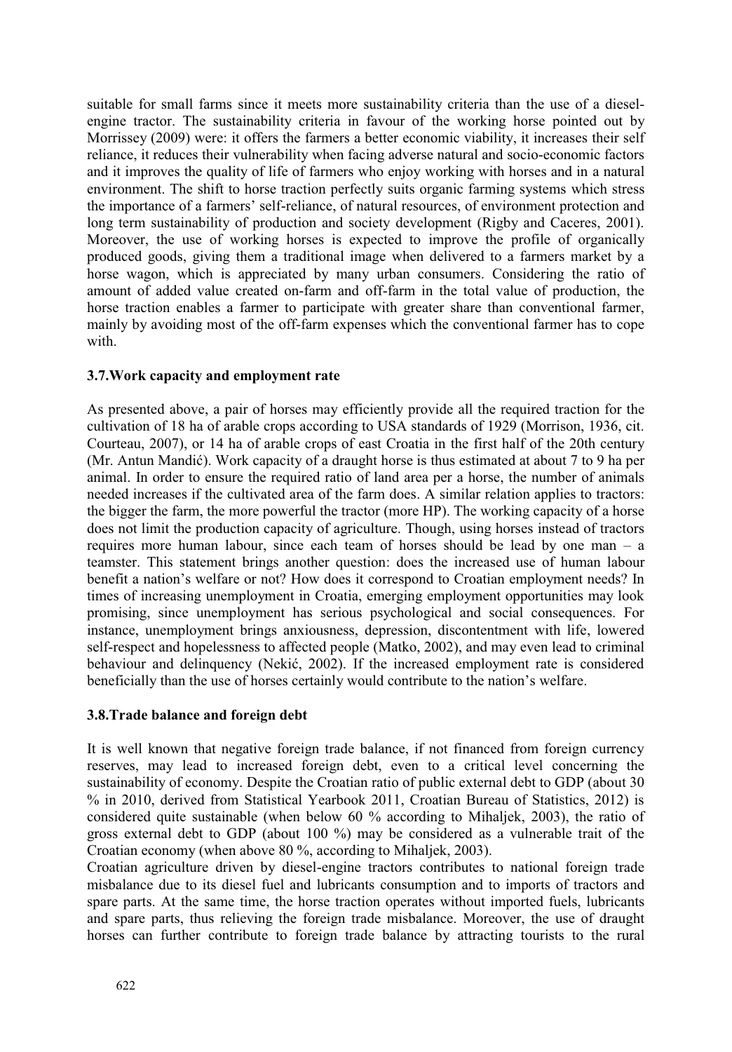suitable for small farms since it meets more sustainability criteria than the use of a diesel-engine tractor. The sustainability criteria in favour of the working horse pointed out by Morrissey (2009) were: it offers the farmers a better economic viability, it increases their self reliance, it reduces their vulnerability when facing adverse natural and socio-economic factors and it improves the quality of life of farmers who enjoy working with horses and in a natural environment. The shift to horse traction perfectly suits organic farming systems which stress the importance of a farmers' self-reliance, of natural resources, of environment protection and long term sustainability of production and society development (Rigby and Caceres, 2001). Moreover, the use of working horses is expected to improve the profile of organically produced goods, giving them a traditional image when delivered to a farmers market by a horse wagon, which is appreciated by many urban consumers. Considering the ratio of amount of added value created on-farm and off-farm in the total value of production, the horse traction enables a farmer to participate with greater share than conventional farmer, mainly by avoiding most of the off-farm expenses which the conventional farmer has to cope with.

### 3.7. Work capacity and employment rate

As presented above, a pair of horses may efficiently provide all the required traction for the cultivation of 18 ha of arable crops according to USA standards of 1929 (Morrison, 1936, cit. Courteau, 2007), or 14 ha of arable crops of east Croatia in the first half of the 20th century (Mr. Antun Mandić). Work capacity of a draught horse is thus estimated at about 7 to 9 ha per animal. In order to ensure the required ratio of land area per a horse, the number of animals needed increases if the cultivated area of the farm does. A similar relation applies to tractors: the bigger the farm, the more powerful the tractor (more HP). The working capacity of a horse does not limit the production capacity of agriculture. Though, using horses instead of tractors requires more human labour, since each team of horses should be lead by one man – a teamster. This statement brings another question: does the increased use of human labour benefit a nation's welfare or not? How does it correspond to Croatian employment needs? In times of increasing unemployment in Croatia, emerging employment opportunities may look promising, since unemployment has serious psychological and social consequences. For instance, unemployment brings anxiousness, depression, discontentment with life, lowered self-respect and hopelessness to affected people (Matko, 2002), and may even lead to criminal behaviour and delinquency (Nekić, 2002). If the increased employment rate is considered beneficially than the use of horses certainly would contribute to the nation's welfare.

### 3.8. Trade balance and foreign debt

It is well known that negative foreign trade balance, if not financed from foreign currency reserves, may lead to increased foreign debt, even to a critical level concerning the sustainability of economy. Despite the Croatian ratio of public external debt to GDP (about 30 % in 2010, derived from Statistical Yearbook 2011, Croatian Bureau of Statistics, 2012) is considered quite sustainable (when below 60 % according to Mihaljek, 2003), the ratio of gross external debt to GDP (about 100 %) may be considered as a vulnerable trait of the Croatian economy (when above 80 %, according to Mihaljek, 2003).

Croatian agriculture driven by diesel-engine tractors contributes to national foreign trade misbalance due to its diesel fuel and lubricants consumption and to imports of tractors and spare parts. At the same time, the horse traction operates without imported fuels, lubricants and spare parts, thus relieving the foreign trade misbalance. Moreover, the use of draught horses can further contribute to foreign trade balance by attracting tourists to the rural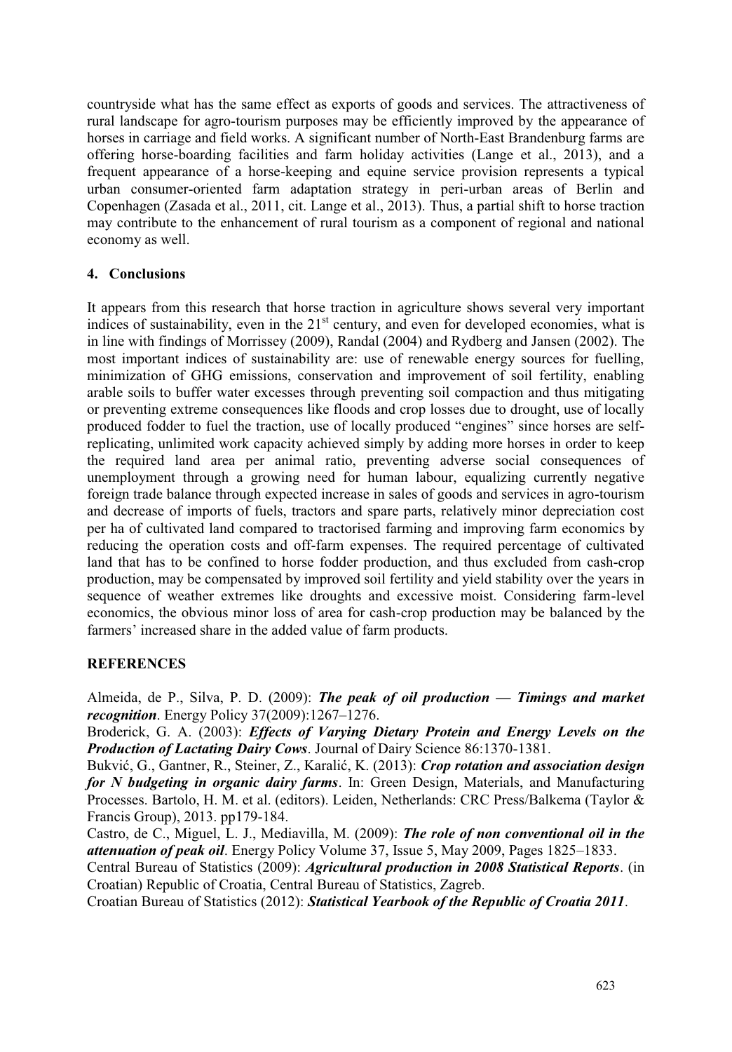countryside what has the same effect as exports of goods and services. The attractiveness of rural landscape for agro-tourism purposes may be efficiently improved by the appearance of horses in carriage and field works. A significant number of North-East Brandenburg farms are offering horse-boarding facilities and farm holiday activities (Lange et al., 2013), and a frequent appearance of a horse-keeping and equine service provision represents a typical urban consumer-oriented farm adaptation strategy in peri-urban areas of Berlin and Copenhagen (Zasada et al., 2011, cit. Lange et al., 2013). Thus, a partial shift to horse traction may contribute to the enhancement of rural tourism as a component of regional and national economy as well.

## 4. Conclusions

It appears from this research that horse traction in agriculture shows several very important indices of sustainability, even in the 21st century, and even for developed economies, what is in line with findings of Morrissey (2009), Randal (2004) and Rydberg and Jansen (2002). The most important indices of sustainability are: use of renewable energy sources for fuelling, minimization of GHG emissions, conservation and improvement of soil fertility, enabling arable soils to buffer water excesses through preventing soil compaction and thus mitigating or preventing extreme consequences like floods and crop losses due to drought, use of locally produced fodder to fuel the traction, use of locally produced "engines" since horses are self-replicating, unlimited work capacity achieved simply by adding more horses in order to keep the required land area per animal ratio, preventing adverse social consequences of unemployment through a growing need for human labour, equalizing currently negative foreign trade balance through expected increase in sales of goods and services in agro-tourism and decrease of imports of fuels, tractors and spare parts, relatively minor depreciation cost per ha of cultivated land compared to tractorised farming and improving farm economics by reducing the operation costs and off-farm expenses. The required percentage of cultivated land that has to be confined to horse fodder production, and thus excluded from cash-crop production, may be compensated by improved soil fertility and yield stability over the years in sequence of weather extremes like droughts and excessive moist. Considering farm-level economics, the obvious minor loss of area for cash-crop production may be balanced by the farmers' increased share in the added value of farm products.

## REFERENCES

Almeida, de P., Silva, P. D. (2009): ***The peak of oil production — Timings and market recognition***. Energy Policy 37(2009):1267–1276.

Broderick, G. A. (2003): ***Effects of Varying Dietary Protein and Energy Levels on the Production of Lactating Dairy Cows***. Journal of Dairy Science 86:1370-1381.

Bukvić, G., Gantner, R., Steiner, Z., Karalić, K. (2013): ***Crop rotation and association design for N budgeting in organic dairy farms***. In: Green Design, Materials, and Manufacturing Processes. Bartolo, H. M. et al. (editors). Leiden, Netherlands: CRC Press/Balkema (Taylor & Francis Group), 2013. pp179-184.

Castro, de C., Miguel, L. J., Mediavilla, M. (2009): ***The role of non conventional oil in the attenuation of peak oil***. Energy Policy Volume 37, Issue 5, May 2009, Pages 1825–1833.

Central Bureau of Statistics (2009): ***Agricultural production in 2008 Statistical Reports***. (in Croatian) Republic of Croatia, Central Bureau of Statistics, Zagreb.

Croatian Bureau of Statistics (2012): ***Statistical Yearbook of the Republic of Croatia 2011***.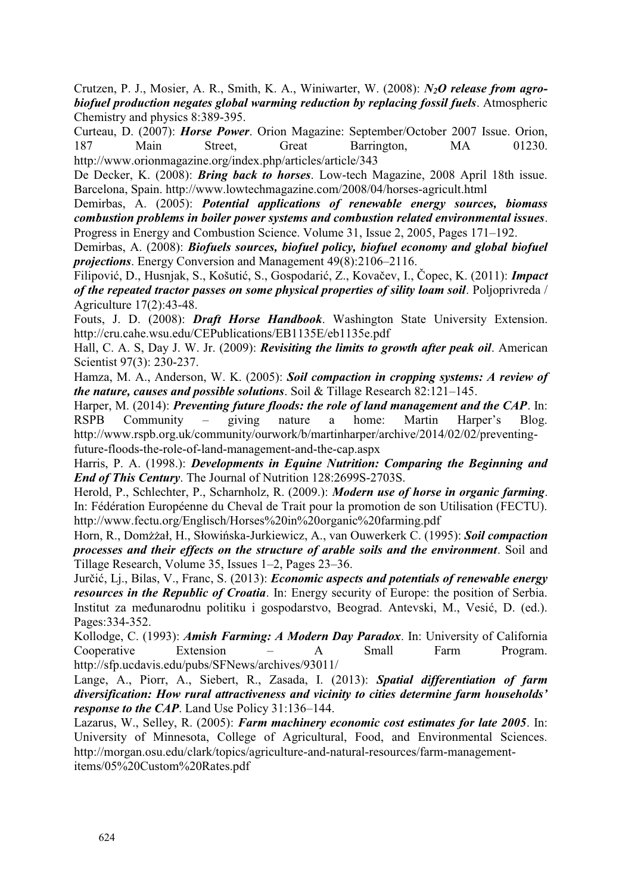Crutzen, P. J., Mosier, A. R., Smith, K. A., Winiwarter, W. (2008): ***$N_2O$ release from agro-biofuel production negates global warming reduction by replacing fossil fuels***. Atmospheric Chemistry and physics 8:389-395.

Curteau, D. (2007): ***Horse Power***. Orion Magazine: September/October 2007 Issue. Orion, 187 Main Street, Great Barrington, MA 01230. http://www.orionmagazine.org/index.php/articles/article/343

De Decker, K. (2008): ***Bring back to horses***. Low-tech Magazine, 2008 April 18th issue. Barcelona, Spain. http://www.lowtechmagazine.com/2008/04/horses-agricult.html

Demirbas, A. (2005): ***Potential applications of renewable energy sources, biomass combustion problems in boiler power systems and combustion related environmental issues***. Progress in Energy and Combustion Science. Volume 31, Issue 2, 2005, Pages 171–192.

Demirbas, A. (2008): ***Biofuels sources, biofuel policy, biofuel economy and global biofuel projections***. Energy Conversion and Management 49(8):2106–2116.

Filipović, D., Husnjak, S., Košutić, S., Gospodarić, Z., Kovačev, I., Čopec, K. (2011): ***Impact of the repeated tractor passes on some physical properties of sility loam soil***. Poljoprivreda / Agriculture 17(2):43-48.

Fouts, J. D. (2008): ***Draft Horse Handbook***. Washington State University Extension. http://cru.cahe.wsu.edu/CEPublications/EB1135E/eb1135e.pdf

Hall, C. A. S, Day J. W. Jr. (2009): ***Revisiting the limits to growth after peak oil***. American Scientist 97(3): 230-237.

Hamza, M. A., Anderson, W. K. (2005): ***Soil compaction in cropping systems: A review of the nature, causes and possible solutions***. Soil & Tillage Research 82:121–145.

Harper, M. (2014): ***Preventing future floods: the role of land management and the CAP***. In: RSPB Community – giving nature a home: Martin Harper's Blog. http://www.rspb.org.uk/community/ourwork/b/martinharper/archive/2014/02/02/preventing-future-floods-the-role-of-land-management-and-the-cap.aspx

Harris, P. A. (1998.): ***Developments in Equine Nutrition: Comparing the Beginning and End of This Century***. The Journal of Nutrition 128:2699S-2703S.

Herold, P., Schlechter, P., Scharnholz, R. (2009.): ***Modern use of horse in organic farming***. In: Fédération Européenne du Cheval de Trait pour la promotion de son Utilisation (FECTU). http://www.fectu.org/Englisch/Horses%20in%20organic%20farming.pdf

Horn, R., Domżżał, H., Słowińska-Jurkiewicz, A., van Ouwerkerk C. (1995): ***Soil compaction processes and their effects on the structure of arable soils and the environment***. Soil and Tillage Research, Volume 35, Issues 1–2, Pages 23–36.

Jurčić, Lj., Bilas, V., Franc, S. (2013): ***Economic aspects and potentials of renewable energy resources in the Republic of Croatia***. In: Energy security of Europe: the position of Serbia. Institut za međunarodnu politiku i gospodarstvo, Beograd. Antevski, M., Vesić, D. (ed.). Pages:334-352.

Kollodge, C. (1993): ***Amish Farming: A Modern Day Paradox***. In: University of California Cooperative Extension – A Small Farm Program. http://sfp.ucdavis.edu/pubs/SFNews/archives/93011/

Lange, A., Piorr, A., Siebert, R., Zasada, I. (2013): ***Spatial differentiation of farm diversification: How rural attractiveness and vicinity to cities determine farm households' response to the CAP***. Land Use Policy 31:136–144.

Lazarus, W., Selley, R. (2005): ***Farm machinery economic cost estimates for late 2005***. In: University of Minnesota, College of Agricultural, Food, and Environmental Sciences. http://morgan.osu.edu/clark/topics/agriculture-and-natural-resources/farm-management-items/05%20Custom%20Rates.pdf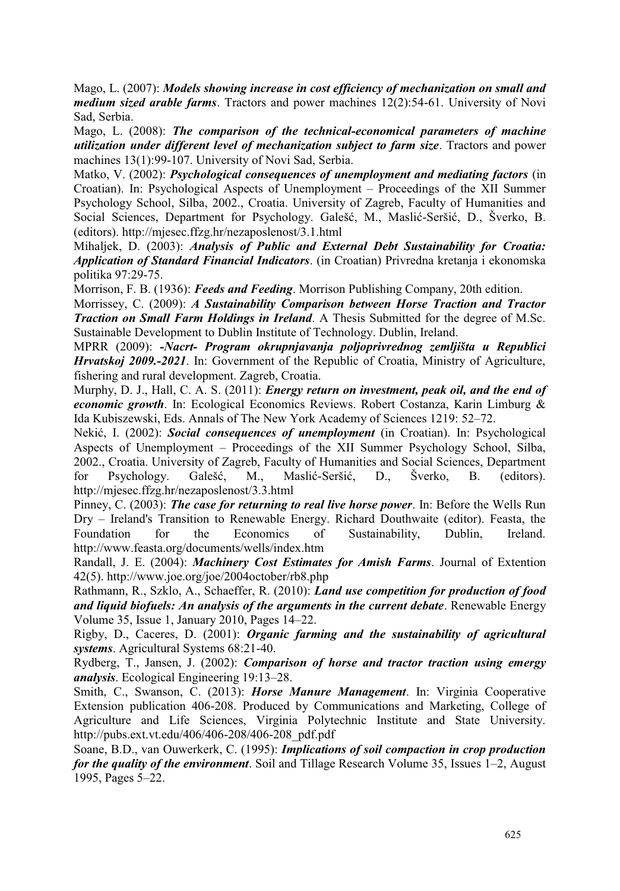Mago, L. (2007): ***Models showing increase in cost efficiency of mechanization on small and medium sized arable farms***. Tractors and power machines 12(2):54-61. University of Novi Sad, Serbia.

Mago, L. (2008): ***The comparison of the technical-economical parameters of machine utilization under different level of mechanization subject to farm size***. Tractors and power machines 13(1):99-107. University of Novi Sad, Serbia.

Matko, V. (2002): ***Psychological consequences of unemployment and mediating factors*** (in Croatian). In: Psychological Aspects of Unemployment – Proceedings of the XII Summer Psychology School, Silba, 2002., Croatia. University of Zagreb, Faculty of Humanities and Social Sciences, Department for Psychology. Galešć, M., Maslić-Seršić, D., Šverko, B. (editors). http://mjesec.ffzg.hr/nezaposlenost/3.1.html

Mihaljek, D. (2003): ***Analysis of Public and External Debt Sustainability for Croatia: Application of Standard Financial Indicators***. (in Croatian) Privredna kretanja i ekonomska politika 97:29-75.

Morrison, F. B. (1936): ***Feeds and Feeding***. Morrison Publishing Company, 20th edition.

Morrissey, C. (2009): ***A Sustainability Comparison between Horse Traction and Tractor Traction on Small Farm Holdings in Ireland***. A Thesis Submitted for the degree of M.Sc. Sustainable Development to Dublin Institute of Technology. Dublin, Ireland.

MPRR (2009): ***-Nacrt- Program okrupnjavanja poljoprivrednog zemljišta u Republici Hrvatskoj 2009.-2021***. In: Government of the Republic of Croatia, Ministry of Agriculture, fishering and rural development. Zagreb, Croatia.

Murphy, D. J., Hall, C. A. S. (2011): ***Energy return on investment, peak oil, and the end of economic growth***. In: Ecological Economics Reviews. Robert Costanza, Karin Limburg & Ida Kubiszewski, Eds. Annals of The New York Academy of Sciences 1219: 52–72.

Nekić, I. (2002): ***Social consequences of unemployment*** (in Croatian). In: Psychological Aspects of Unemployment – Proceedings of the XII Summer Psychology School, Silba, 2002., Croatia. University of Zagreb, Faculty of Humanities and Social Sciences, Department for Psychology. Galešć, M., Maslić-Seršić, D., Šverko, B. (editors). http://mjesec.ffzg.hr/nezaposlenost/3.3.html

Pinney, C. (2003): ***The case for returning to real live horse power***. In: Before the Wells Run Dry – Ireland's Transition to Renewable Energy. Richard Douthwaite (editor). Feasta, the Foundation for the Economics of Sustainability, Dublin, Ireland. http://www.feasta.org/documents/wells/index.htm

Randall, J. E. (2004): ***Machinery Cost Estimates for Amish Farms***. Journal of Extention 42(5). http://www.joe.org/joe/2004october/rb8.php

Rathmann, R., Szklo, A., Schaeffer, R. (2010): ***Land use competition for production of food and liquid biofuels: An analysis of the arguments in the current debate***. Renewable Energy Volume 35, Issue 1, January 2010, Pages 14–22.

Rigby, D., Caceres, D. (2001): ***Organic farming and the sustainability of agricultural systems***. Agricultural Systems 68:21-40.

Rydberg, T., Jansen, J. (2002): ***Comparison of horse and tractor traction using emergy analysis***. Ecological Engineering 19:13–28.

Smith, C., Swanson, C. (2013): ***Horse Manure Management***. In: Virginia Cooperative Extension publication 406-208. Produced by Communications and Marketing, College of Agriculture and Life Sciences, Virginia Polytechnic Institute and State University. http://pubs.ext.vt.edu/406/406-208/406-208_pdf.pdf

Soane, B.D., van Ouwerkerk, C. (1995): ***Implications of soil compaction in crop production for the quality of the environment***. Soil and Tillage Research Volume 35, Issues 1–2, August 1995, Pages 5–22.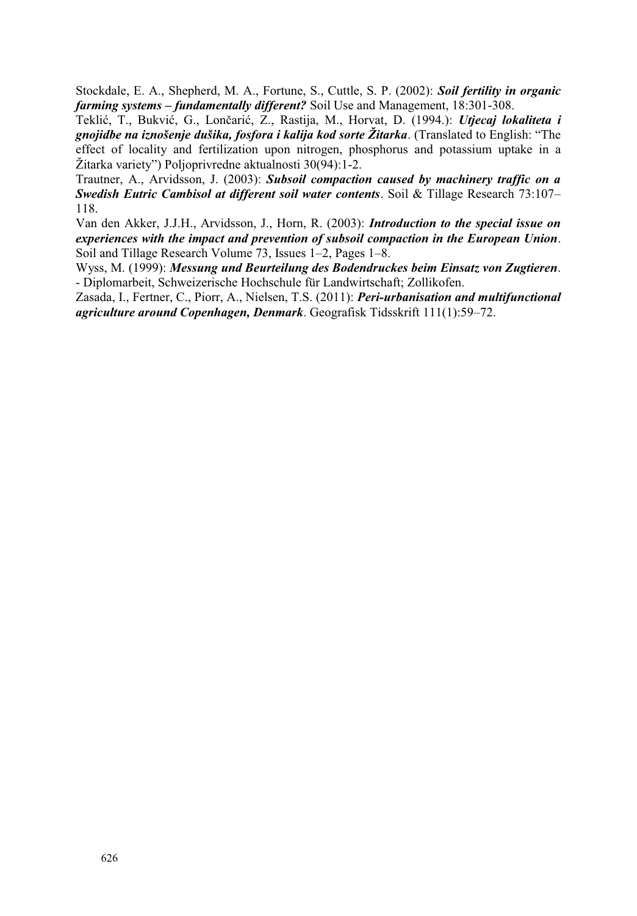Stockdale, E. A., Shepherd, M. A., Fortune, S., Cuttle, S. P. (2002): ***Soil fertility in organic farming systems – fundamentally different?*** Soil Use and Management, 18:301-308.

Teklić, T., Bukvić, G., Lončarić, Z., Rastija, M., Horvat, D. (1994.): ***Utjecaj lokaliteta i gnojidbe na iznošenje dušika, fosfora i kalija kod sorte Žitarka***. (Translated to English: "The effect of locality and fertilization upon nitrogen, phosphorus and potassium uptake in a Žitarka variety") Poljoprivredne aktualnosti 30(94):1-2.

Trautner, A., Arvidsson, J. (2003): ***Subsoil compaction caused by machinery traffic on a Swedish Eutric Cambisol at different soil water contents***. Soil & Tillage Research 73:107–118.

Van den Akker, J.J.H., Arvidsson, J., Horn, R. (2003): ***Introduction to the special issue on experiences with the impact and prevention of subsoil compaction in the European Union***. Soil and Tillage Research Volume 73, Issues 1–2, Pages 1–8.

Wyss, M. (1999): ***Messung und Beurteilung des Bodendruckes beim Einsatz von Zugtieren***. - Diplomarbeit, Schweizerische Hochschule für Landwirtschaft; Zollikofen.

Zasada, I., Fertner, C., Piorr, A., Nielsen, T.S. (2011): ***Peri-urbanisation and multifunctional agriculture around Copenhagen, Denmark***. Geografisk Tidsskrift 111(1):59–72.